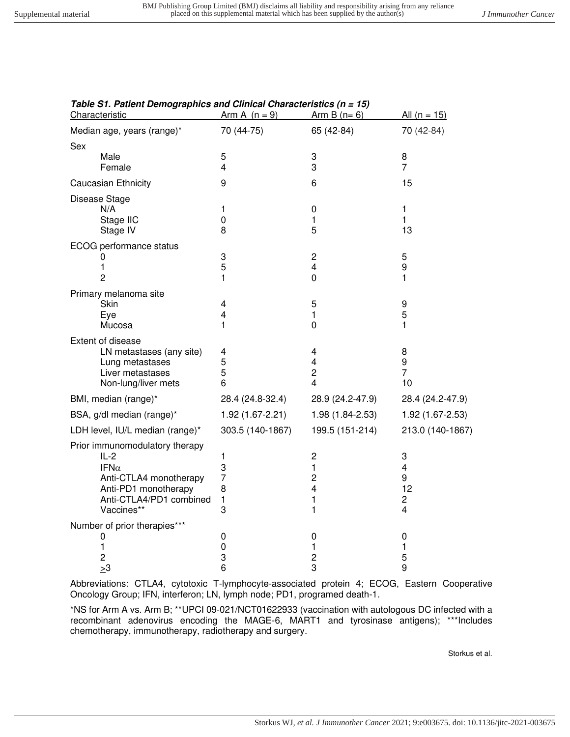***Table S1. Patient Demographics and Clinical Characteristics (n = 15)***

| Characteristic | Arm A (n = 9) | Arm B (n= 6) | All (n = 15) |
|---|---|---|---|
| Median age, years (range)* | 70 (44-75) | 65 (42-84) | 70 (42-84) |
| Sex | | | |
| Male | 5 | 3 | 8 |
| Female | 4 | 3 | 7 |
| Caucasian Ethnicity | 9 | 6 | 15 |
| Disease Stage | | | |
| N/A | 1 | 0 | 1 |
| Stage IIC | 0 | 1 | 1 |
| Stage IV | 8 | 5 | 13 |
| ECOG performance status | | | |
| 0 | 3 | 2 | 5 |
| 1 | 5 | 4 | 9 |
| 2 | 1 | 0 | 1 |
| Primary melanoma site | | | |
| Skin | 4 | 5 | 9 |
| Eye | 4 | 1 | 5 |
| Mucosa | 1 | 0 | 1 |
| Extent of disease | | | |
| LN metastases (any site) | 4 | 4 | 8 |
| Lung metastases | 5 | 4 | 9 |
| Liver metastases | 5 | 2 | 7 |
| Non-lung/liver mets | 6 | 4 | 10 |
| BMI, median (range)* | 28.4 (24.8-32.4) | 28.9 (24.2-47.9) | 28.4 (24.2-47.9) |
| BSA, g/dl median (range)* | 1.92 (1.67-2.21) | 1.98 (1.84-2.53) | 1.92 (1.67-2.53) |
| LDH level, IU/L median (range)* | 303.5 (140-1867) | 199.5 (151-214) | 213.0 (140-1867) |
| Prior immunomodulatory therapy | | | |
| IL-2 | 1 | 2 | 3 |
| IFNα | 3 | 1 | 4 |
| Anti-CTLA4 monotherapy | 7 | 2 | 9 |
| Anti-PD1 monotherapy | 8 | 4 | 12 |
| Anti-CTLA4/PD1 combined | 1 | 1 | 2 |
| Vaccines** | 3 | 1 | 4 |
| Number of prior therapies*** | | | |
| 0 | 0 | 0 | 0 |
| 1 | 0 | 1 | 1 |
| 2 | 3 | 2 | 5 |
| ≥3 | 6 | 3 | 9 |

Abbreviations: CTLA4, cytotoxic T-lymphocyte-associated protein 4; ECOG, Eastern Cooperative Oncology Group; IFN, interferon; LN, lymph node; PD1, programed death-1.

*NS for Arm A vs. Arm B; **UPCI 09-021/NCT01622933 (vaccination with autologous DC infected with a recombinant adenovirus encoding the MAGE-6, MART1 and tyrosinase antigens); ***Includes chemotherapy, immunotherapy, radiotherapy and surgery.

Storkus et al.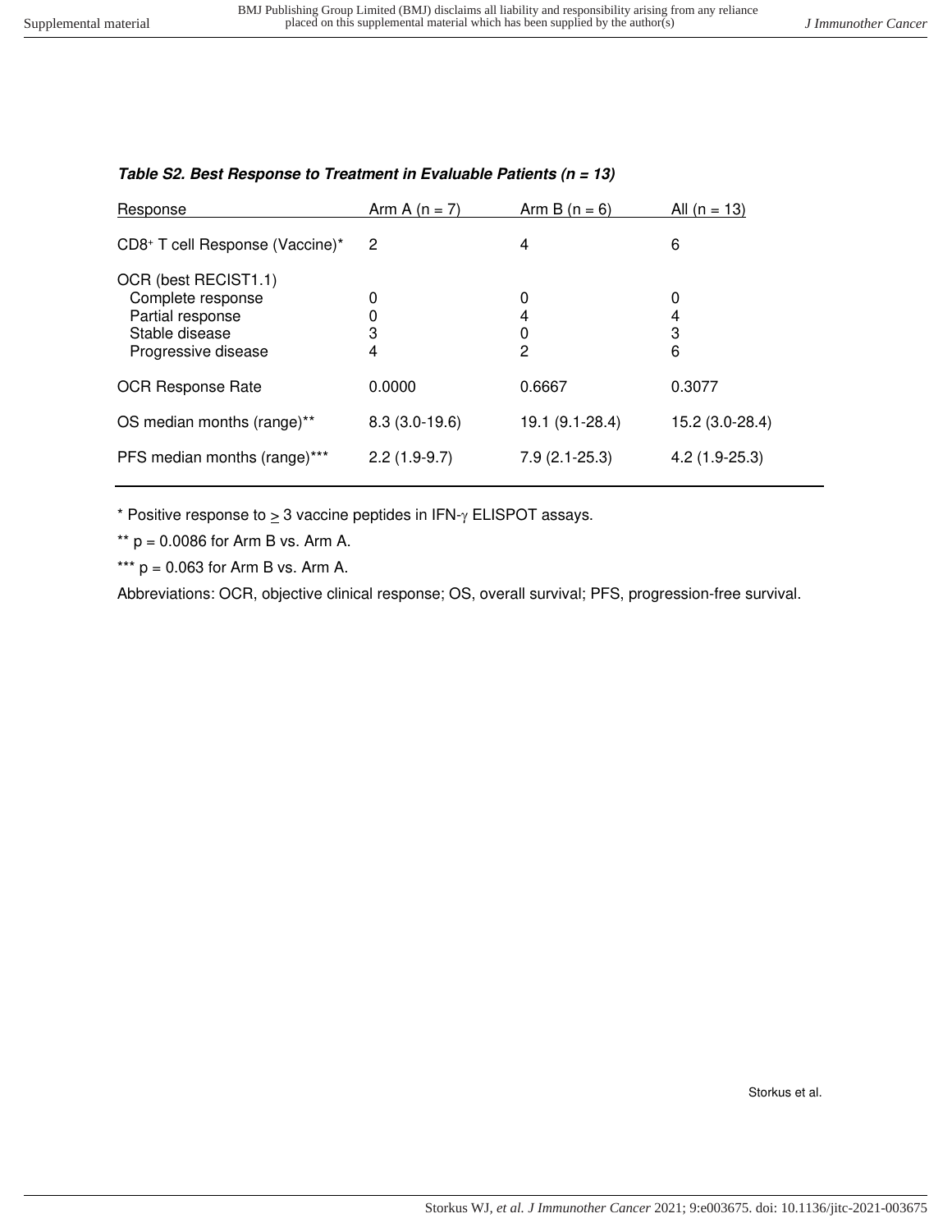***Table S2. Best Response to Treatment in Evaluable Patients (n = 13)***

| Response | Arm A (n = 7) | Arm B (n = 6) | All (n = 13) |
|---|---|---|---|
| CD8+ T cell Response (Vaccine)* | 2 | 4 | 6 |
| OCR (best RECIST1.1) | | | |
| Complete response | 0 | 0 | 0 |
| Partial response | 0 | 4 | 4 |
| Stable disease | 3 | 0 | 3 |
| Progressive disease | 4 | 2 | 6 |
| OCR Response Rate | 0.0000 | 0.6667 | 0.3077 |
| OS median months (range)** | 8.3 (3.0-19.6) | 19.1 (9.1-28.4) | 15.2 (3.0-28.4) |
| PFS median months (range)*** | 2.2 (1.9-9.7) | 7.9 (2.1-25.3) | 4.2 (1.9-25.3) |

* Positive response to $\geq$ 3 vaccine peptides in IFN-$\gamma$ ELISPOT assays.

** $p = 0.0086$ for Arm B vs. Arm A.

*** $p = 0.063$ for Arm B vs. Arm A.

Abbreviations: OCR, objective clinical response; OS, overall survival; PFS, progression-free survival.

Storkus et al.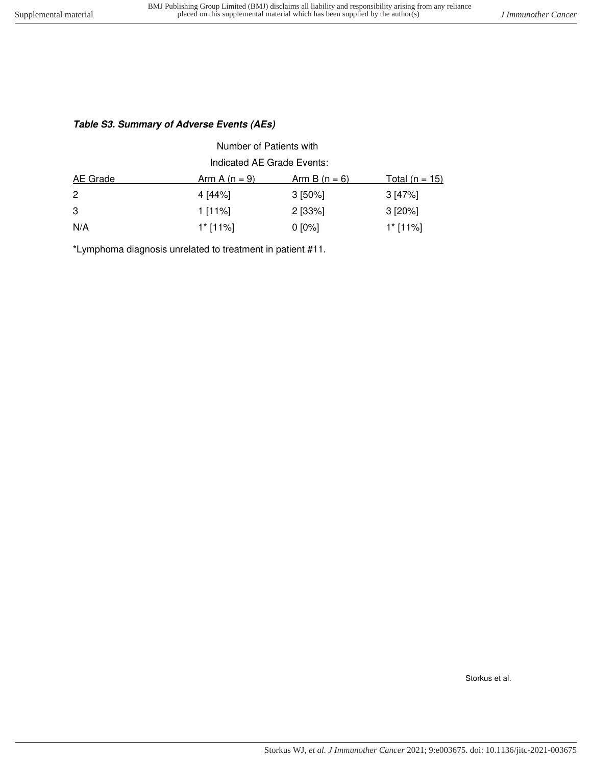***Table S3. Summary of Adverse Events (AEs)***

| AE Grade | Number of Patients with Indicated AE Grade Events: Arm A (n = 9) | Arm B (n = 6) | Total (n = 15) |
|---|---|---|---|
| 2 | 4 [44%] | 3 [50%] | 3 [47%] |
| 3 | 1 [11%] | 2 [33%] | 3 [20%] |
| N/A | 1* [11%] | 0 [0%] | 1* [11%] |

*Lymphoma diagnosis unrelated to treatment in patient #11.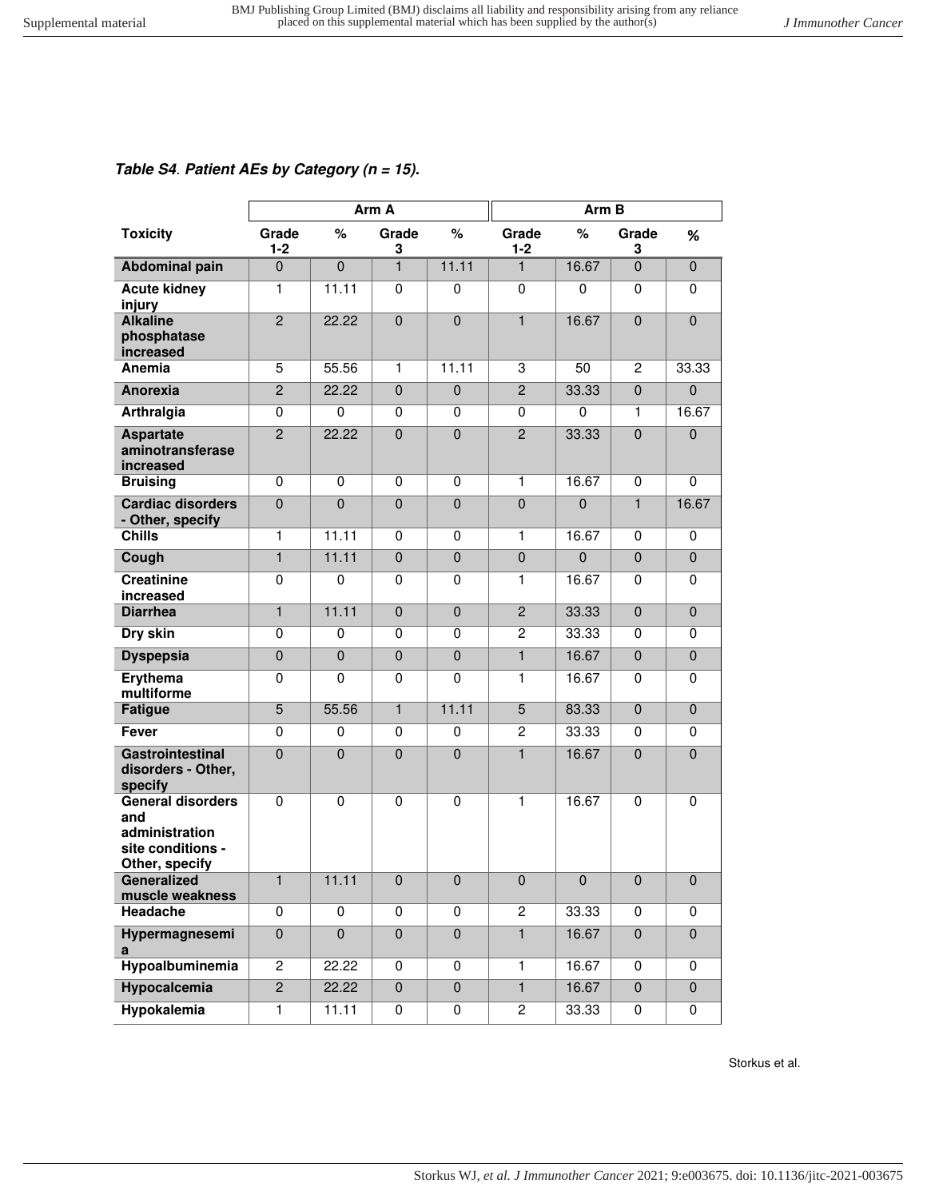***Table S4. Patient AEs by Category (n = 15).***

| Toxicity | Arm A | | | | Arm B | | | |
|---|---|---|---|---|---|---|---|---|
| | Grade 1-2 | % | Grade 3 | % | Grade 1-2 | % | Grade 3 | % |
| **Abdominal pain** | 0 | 0 | 1 | 11.11 | 1 | 16.67 | 0 | 0 |
| **Acute kidney injury** | 1 | 11.11 | 0 | 0 | 0 | 0 | 0 | 0 |
| **Alkaline phosphatase increased** | 2 | 22.22 | 0 | 0 | 1 | 16.67 | 0 | 0 |
| **Anemia** | 5 | 55.56 | 1 | 11.11 | 3 | 50 | 2 | 33.33 |
| **Anorexia** | 2 | 22.22 | 0 | 0 | 2 | 33.33 | 0 | 0 |
| **Arthralgia** | 0 | 0 | 0 | 0 | 0 | 0 | 1 | 16.67 |
| **Aspartate aminotransferase increased** | 2 | 22.22 | 0 | 0 | 2 | 33.33 | 0 | 0 |
| **Bruising** | 0 | 0 | 0 | 0 | 1 | 16.67 | 0 | 0 |
| **Cardiac disorders - Other, specify** | 0 | 0 | 0 | 0 | 0 | 0 | 1 | 16.67 |
| **Chills** | 1 | 11.11 | 0 | 0 | 1 | 16.67 | 0 | 0 |
| **Cough** | 1 | 11.11 | 0 | 0 | 0 | 0 | 0 | 0 |
| **Creatinine increased** | 0 | 0 | 0 | 0 | 1 | 16.67 | 0 | 0 |
| **Diarrhea** | 1 | 11.11 | 0 | 0 | 2 | 33.33 | 0 | 0 |
| **Dry skin** | 0 | 0 | 0 | 0 | 2 | 33.33 | 0 | 0 |
| **Dyspepsia** | 0 | 0 | 0 | 0 | 1 | 16.67 | 0 | 0 |
| **Erythema multiforme** | 0 | 0 | 0 | 0 | 1 | 16.67 | 0 | 0 |
| **Fatigue** | 5 | 55.56 | 1 | 11.11 | 5 | 83.33 | 0 | 0 |
| **Fever** | 0 | 0 | 0 | 0 | 2 | 33.33 | 0 | 0 |
| **Gastrointestinal disorders - Other, specify** | 0 | 0 | 0 | 0 | 1 | 16.67 | 0 | 0 |
| **General disorders and administration site conditions - Other, specify** | 0 | 0 | 0 | 0 | 1 | 16.67 | 0 | 0 |
| **Generalized muscle weakness** | 1 | 11.11 | 0 | 0 | 0 | 0 | 0 | 0 |
| **Headache** | 0 | 0 | 0 | 0 | 2 | 33.33 | 0 | 0 |
| **Hypermagnesemia** | 0 | 0 | 0 | 0 | 1 | 16.67 | 0 | 0 |
| **Hypoalbuminemia** | 2 | 22.22 | 0 | 0 | 1 | 16.67 | 0 | 0 |
| **Hypocalcemia** | 2 | 22.22 | 0 | 0 | 1 | 16.67 | 0 | 0 |
| **Hypokalemia** | 1 | 11.11 | 0 | 0 | 2 | 33.33 | 0 | 0 |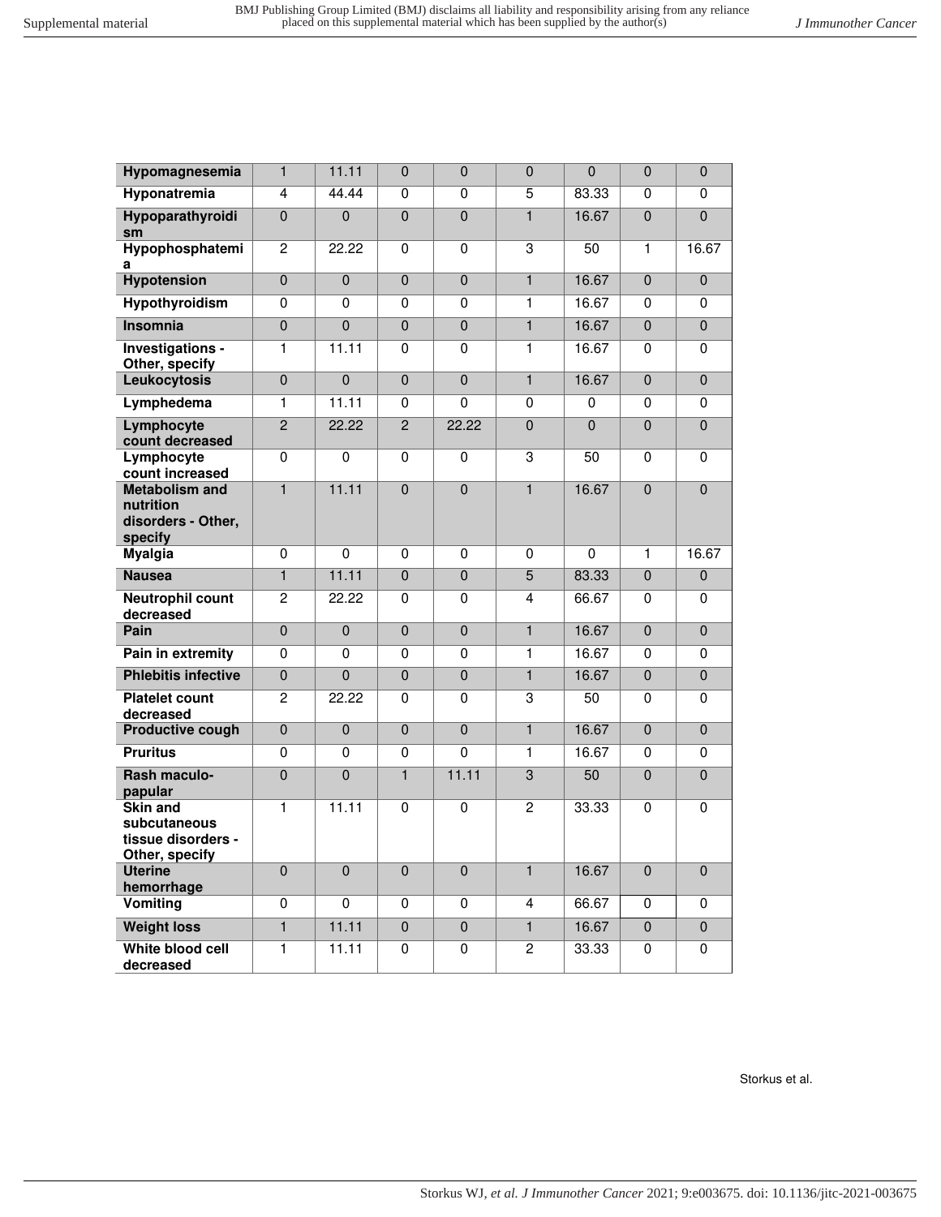| | | | | | | | | |
|---|---|---|---|---|---|---|---|---|
| **Hypomagnesemia** | 1 | 11.11 | 0 | 0 | 0 | 0 | 0 | 0 |
| **Hyponatremia** | 4 | 44.44 | 0 | 0 | 5 | 83.33 | 0 | 0 |
| **Hypoparathyroidism** | 0 | 0 | 0 | 0 | 1 | 16.67 | 0 | 0 |
| **Hypophosphatemia** | 2 | 22.22 | 0 | 0 | 3 | 50 | 1 | 16.67 |
| **Hypotension** | 0 | 0 | 0 | 0 | 1 | 16.67 | 0 | 0 |
| **Hypothyroidism** | 0 | 0 | 0 | 0 | 1 | 16.67 | 0 | 0 |
| **Insomnia** | 0 | 0 | 0 | 0 | 1 | 16.67 | 0 | 0 |
| **Investigations - Other, specify** | 1 | 11.11 | 0 | 0 | 1 | 16.67 | 0 | 0 |
| **Leukocytosis** | 0 | 0 | 0 | 0 | 1 | 16.67 | 0 | 0 |
| **Lymphedema** | 1 | 11.11 | 0 | 0 | 0 | 0 | 0 | 0 |
| **Lymphocyte count decreased** | 2 | 22.22 | 2 | 22.22 | 0 | 0 | 0 | 0 |
| **Lymphocyte count increased** | 0 | 0 | 0 | 0 | 3 | 50 | 0 | 0 |
| **Metabolism and nutrition disorders - Other, specify** | 1 | 11.11 | 0 | 0 | 1 | 16.67 | 0 | 0 |
| **Myalgia** | 0 | 0 | 0 | 0 | 0 | 0 | 1 | 16.67 |
| **Nausea** | 1 | 11.11 | 0 | 0 | 5 | 83.33 | 0 | 0 |
| **Neutrophil count decreased** | 2 | 22.22 | 0 | 0 | 4 | 66.67 | 0 | 0 |
| **Pain** | 0 | 0 | 0 | 0 | 1 | 16.67 | 0 | 0 |
| **Pain in extremity** | 0 | 0 | 0 | 0 | 1 | 16.67 | 0 | 0 |
| **Phlebitis infective** | 0 | 0 | 0 | 0 | 1 | 16.67 | 0 | 0 |
| **Platelet count decreased** | 2 | 22.22 | 0 | 0 | 3 | 50 | 0 | 0 |
| **Productive cough** | 0 | 0 | 0 | 0 | 1 | 16.67 | 0 | 0 |
| **Pruritus** | 0 | 0 | 0 | 0 | 1 | 16.67 | 0 | 0 |
| **Rash maculo-papular** | 0 | 0 | 1 | 11.11 | 3 | 50 | 0 | 0 |
| **Skin and subcutaneous tissue disorders - Other, specify** | 1 | 11.11 | 0 | 0 | 2 | 33.33 | 0 | 0 |
| **Uterine hemorrhage** | 0 | 0 | 0 | 0 | 1 | 16.67 | 0 | 0 |
| **Vomiting** | 0 | 0 | 0 | 0 | 4 | 66.67 | 0 | 0 |
| **Weight loss** | 1 | 11.11 | 0 | 0 | 1 | 16.67 | 0 | 0 |
| **White blood cell decreased** | 1 | 11.11 | 0 | 0 | 2 | 33.33 | 0 | 0 |

Storkus et al.